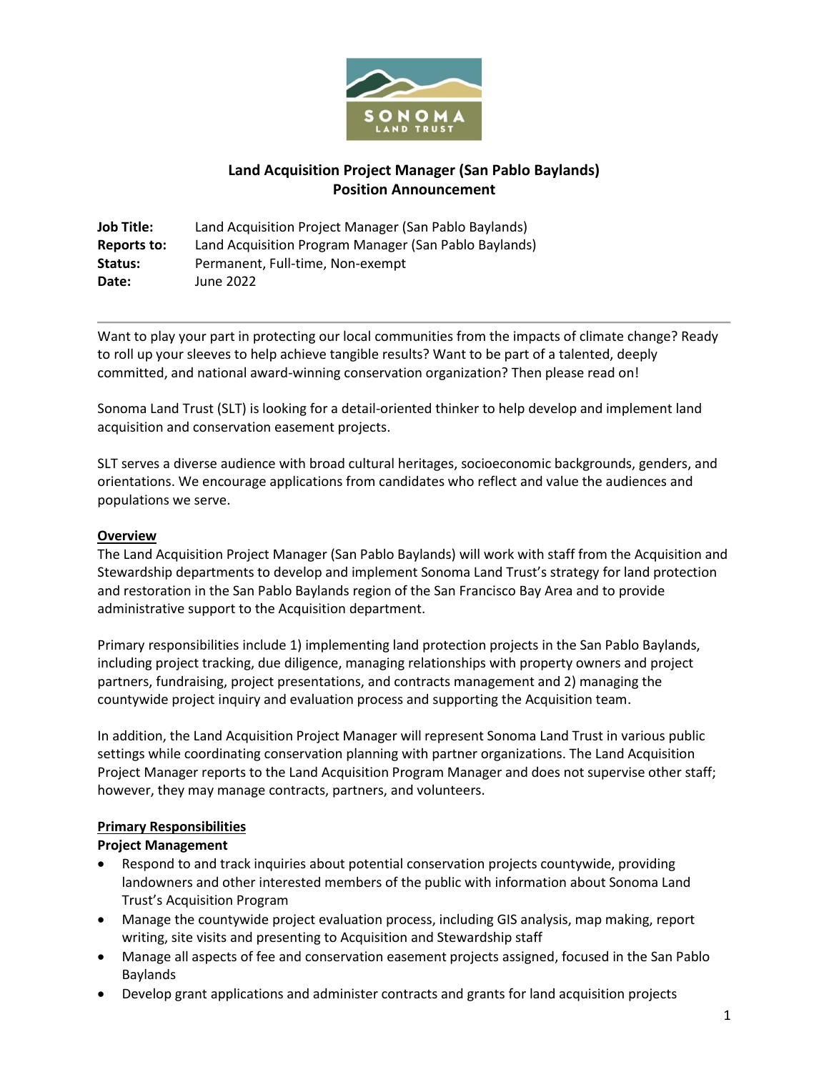# Land Acquisition Project Manager (San Pablo Baylands)
## Position Announcement

**Job Title:** Land Acquisition Project Manager (San Pablo Baylands)
**Reports to:** Land Acquisition Program Manager (San Pablo Baylands)
**Status:** Permanent, Full-time, Non-exempt
**Date:** June 2022

---

Want to play your part in protecting our local communities from the impacts of climate change? Ready to roll up your sleeves to help achieve tangible results? Want to be part of a talented, deeply committed, and national award-winning conservation organization? Then please read on!

Sonoma Land Trust (SLT) is looking for a detail-oriented thinker to help develop and implement land acquisition and conservation easement projects.

SLT serves a diverse audience with broad cultural heritages, socioeconomic backgrounds, genders, and orientations. We encourage applications from candidates who reflect and value the audiences and populations we serve.

### Overview

The Land Acquisition Project Manager (San Pablo Baylands) will work with staff from the Acquisition and Stewardship departments to develop and implement Sonoma Land Trust's strategy for land protection and restoration in the San Pablo Baylands region of the San Francisco Bay Area and to provide administrative support to the Acquisition department.

Primary responsibilities include 1) implementing land protection projects in the San Pablo Baylands, including project tracking, due diligence, managing relationships with property owners and project partners, fundraising, project presentations, and contracts management and 2) managing the countywide project inquiry and evaluation process and supporting the Acquisition team.

In addition, the Land Acquisition Project Manager will represent Sonoma Land Trust in various public settings while coordinating conservation planning with partner organizations. The Land Acquisition Project Manager reports to the Land Acquisition Program Manager and does not supervise other staff; however, they may manage contracts, partners, and volunteers.

### Primary Responsibilities

**Project Management**

- Respond to and track inquiries about potential conservation projects countywide, providing landowners and other interested members of the public with information about Sonoma Land Trust's Acquisition Program
- Manage the countywide project evaluation process, including GIS analysis, map making, report writing, site visits and presenting to Acquisition and Stewardship staff
- Manage all aspects of fee and conservation easement projects assigned, focused in the San Pablo Baylands
- Develop grant applications and administer contracts and grants for land acquisition projects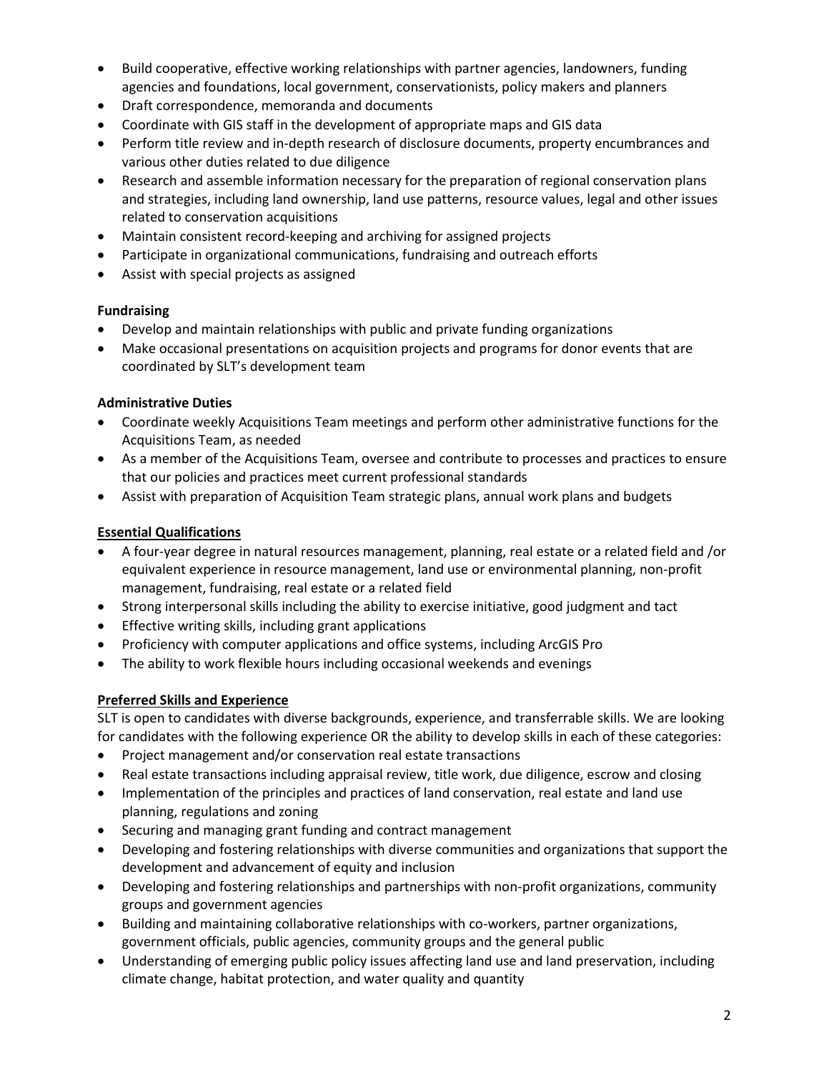- Build cooperative, effective working relationships with partner agencies, landowners, funding agencies and foundations, local government, conservationists, policy makers and planners
- Draft correspondence, memoranda and documents
- Coordinate with GIS staff in the development of appropriate maps and GIS data
- Perform title review and in-depth research of disclosure documents, property encumbrances and various other duties related to due diligence
- Research and assemble information necessary for the preparation of regional conservation plans and strategies, including land ownership, land use patterns, resource values, legal and other issues related to conservation acquisitions
- Maintain consistent record-keeping and archiving for assigned projects
- Participate in organizational communications, fundraising and outreach efforts
- Assist with special projects as assigned

**Fundraising**

- Develop and maintain relationships with public and private funding organizations
- Make occasional presentations on acquisition projects and programs for donor events that are coordinated by SLT's development team

**Administrative Duties**

- Coordinate weekly Acquisitions Team meetings and perform other administrative functions for the Acquisitions Team, as needed
- As a member of the Acquisitions Team, oversee and contribute to processes and practices to ensure that our policies and practices meet current professional standards
- Assist with preparation of Acquisition Team strategic plans, annual work plans and budgets

**Essential Qualifications**

- A four-year degree in natural resources management, planning, real estate or a related field and /or equivalent experience in resource management, land use or environmental planning, non-profit management, fundraising, real estate or a related field
- Strong interpersonal skills including the ability to exercise initiative, good judgment and tact
- Effective writing skills, including grant applications
- Proficiency with computer applications and office systems, including ArcGIS Pro
- The ability to work flexible hours including occasional weekends and evenings

**Preferred Skills and Experience**

SLT is open to candidates with diverse backgrounds, experience, and transferrable skills. We are looking for candidates with the following experience OR the ability to develop skills in each of these categories:

- Project management and/or conservation real estate transactions
- Real estate transactions including appraisal review, title work, due diligence, escrow and closing
- Implementation of the principles and practices of land conservation, real estate and land use planning, regulations and zoning
- Securing and managing grant funding and contract management
- Developing and fostering relationships with diverse communities and organizations that support the development and advancement of equity and inclusion
- Developing and fostering relationships and partnerships with non-profit organizations, community groups and government agencies
- Building and maintaining collaborative relationships with co-workers, partner organizations, government officials, public agencies, community groups and the general public
- Understanding of emerging public policy issues affecting land use and land preservation, including climate change, habitat protection, and water quality and quantity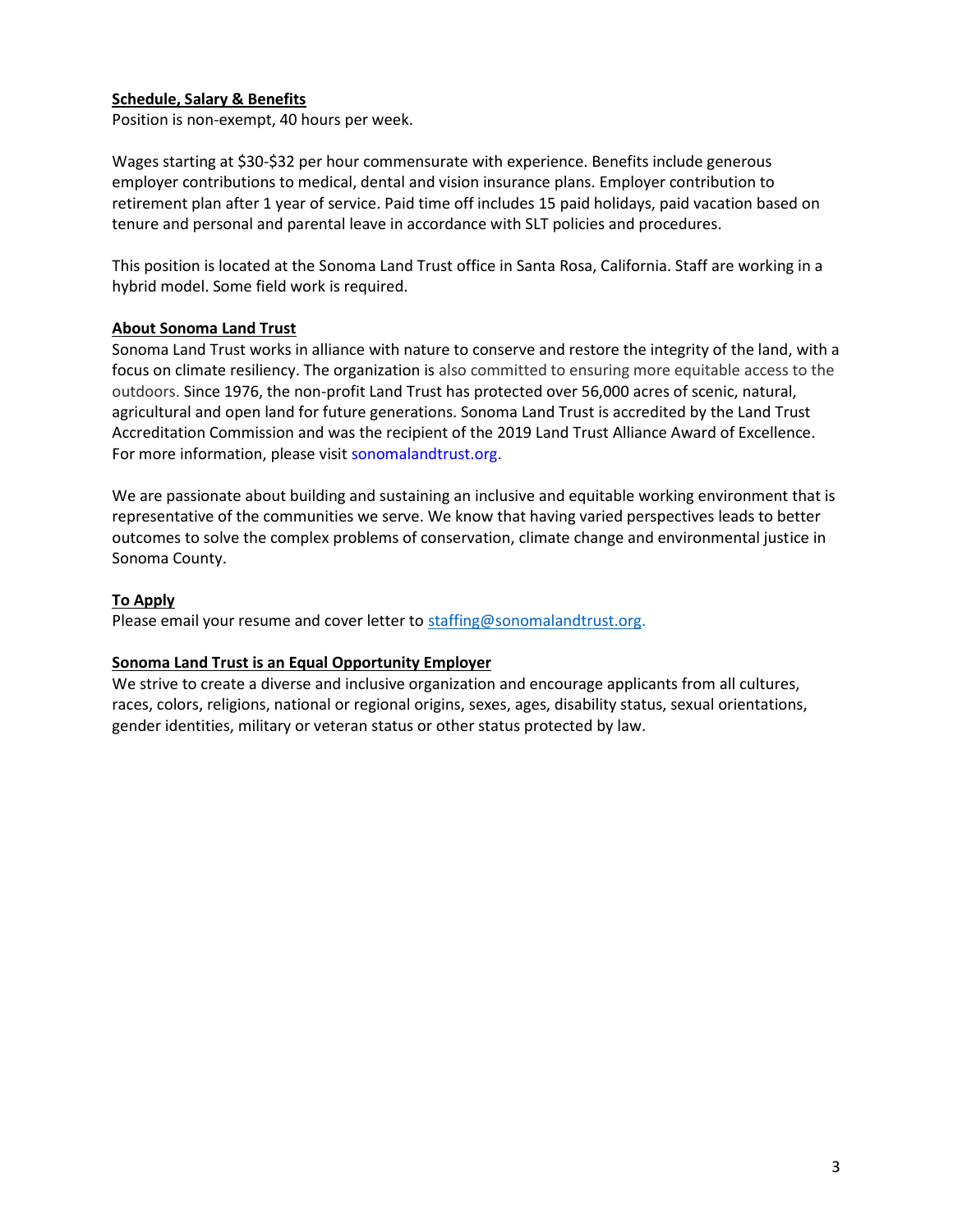**Schedule, Salary & Benefits**

Position is non-exempt, 40 hours per week.

Wages starting at $30-$32 per hour commensurate with experience. Benefits include generous employer contributions to medical, dental and vision insurance plans. Employer contribution to retirement plan after 1 year of service. Paid time off includes 15 paid holidays, paid vacation based on tenure and personal and parental leave in accordance with SLT policies and procedures.

This position is located at the Sonoma Land Trust office in Santa Rosa, California. Staff are working in a hybrid model. Some field work is required.

**About Sonoma Land Trust**

Sonoma Land Trust works in alliance with nature to conserve and restore the integrity of the land, with a focus on climate resiliency. The organization is also committed to ensuring more equitable access to the outdoors. Since 1976, the non-profit Land Trust has protected over 56,000 acres of scenic, natural, agricultural and open land for future generations. Sonoma Land Trust is accredited by the Land Trust Accreditation Commission and was the recipient of the 2019 Land Trust Alliance Award of Excellence. For more information, please visit sonomalandtrust.org.

We are passionate about building and sustaining an inclusive and equitable working environment that is representative of the communities we serve. We know that having varied perspectives leads to better outcomes to solve the complex problems of conservation, climate change and environmental justice in Sonoma County.

**To Apply**

Please email your resume and cover letter to staffing@sonomalandtrust.org.

**Sonoma Land Trust is an Equal Opportunity Employer**

We strive to create a diverse and inclusive organization and encourage applicants from all cultures, races, colors, religions, national or regional origins, sexes, ages, disability status, sexual orientations, gender identities, military or veteran status or other status protected by law.